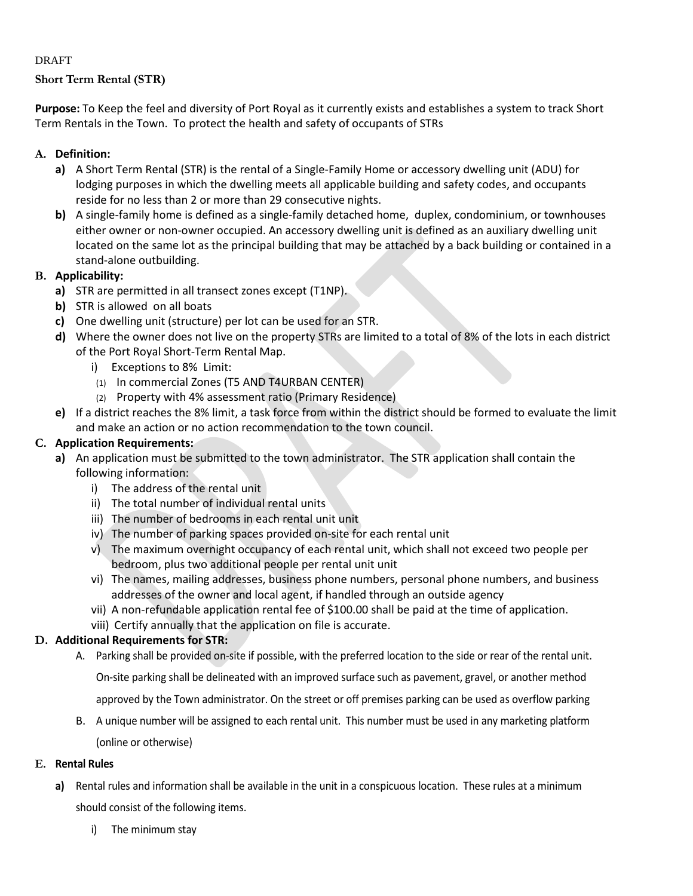DRAFT

**Short Term Rental (STR)**

**Purpose:** To Keep the feel and diversity of Port Royal as it currently exists and establishes a system to track Short Term Rentals in the Town. To protect the health and safety of occupants of STRs

**A. Definition:**

- **a)** A Short Term Rental (STR) is the rental of a Single-Family Home or accessory dwelling unit (ADU) for lodging purposes in which the dwelling meets all applicable building and safety codes, and occupants reside for no less than 2 or more than 29 consecutive nights.
- **b)** A single-family home is defined as a single-family detached home, duplex, condominium, or townhouses either owner or non-owner occupied. An accessory dwelling unit is defined as an auxiliary dwelling unit located on the same lot as the principal building that may be attached by a back building or contained in a stand-alone outbuilding.

**B. Applicability:**

- **a)** STR are permitted in all transect zones except (T1NP).
- **b)** STR is allowed on all boats
- **c)** One dwelling unit (structure) per lot can be used for an STR.
- **d)** Where the owner does not live on the property STRs are limited to a total of 8% of the lots in each district of the Port Royal Short-Term Rental Map.
  - i) Exceptions to 8% Limit:
    - (1) In commercial Zones (T5 AND T4URBAN CENTER)
    - (2) Property with 4% assessment ratio (Primary Residence)
- **e)** If a district reaches the 8% limit, a task force from within the district should be formed to evaluate the limit and make an action or no action recommendation to the town council.

**C. Application Requirements:**

- **a)** An application must be submitted to the town administrator. The STR application shall contain the following information:
  - i) The address of the rental unit
  - ii) The total number of individual rental units
  - iii) The number of bedrooms in each rental unit unit
  - iv) The number of parking spaces provided on-site for each rental unit
  - v) The maximum overnight occupancy of each rental unit, which shall not exceed two people per bedroom, plus two additional people per rental unit unit
  - vi) The names, mailing addresses, business phone numbers, personal phone numbers, and business addresses of the owner and local agent, if handled through an outside agency
  - vii) A non-refundable application rental fee of $100.00 shall be paid at the time of application.
  - viii) Certify annually that the application on file is accurate.

**D. Additional Requirements for STR:**

- A. Parking shall be provided on-site if possible, with the preferred location to the side or rear of the rental unit. On-site parking shall be delineated with an improved surface such as pavement, gravel, or another method approved by the Town administrator. On the street or off premises parking can be used as overflow parking
- B. A unique number will be assigned to each rental unit. This number must be used in any marketing platform (online or otherwise)

**E. Rental Rules**

- **a)** Rental rules and information shall be available in the unit in a conspicuous location. These rules at a minimum should consist of the following items.
  - i) The minimum stay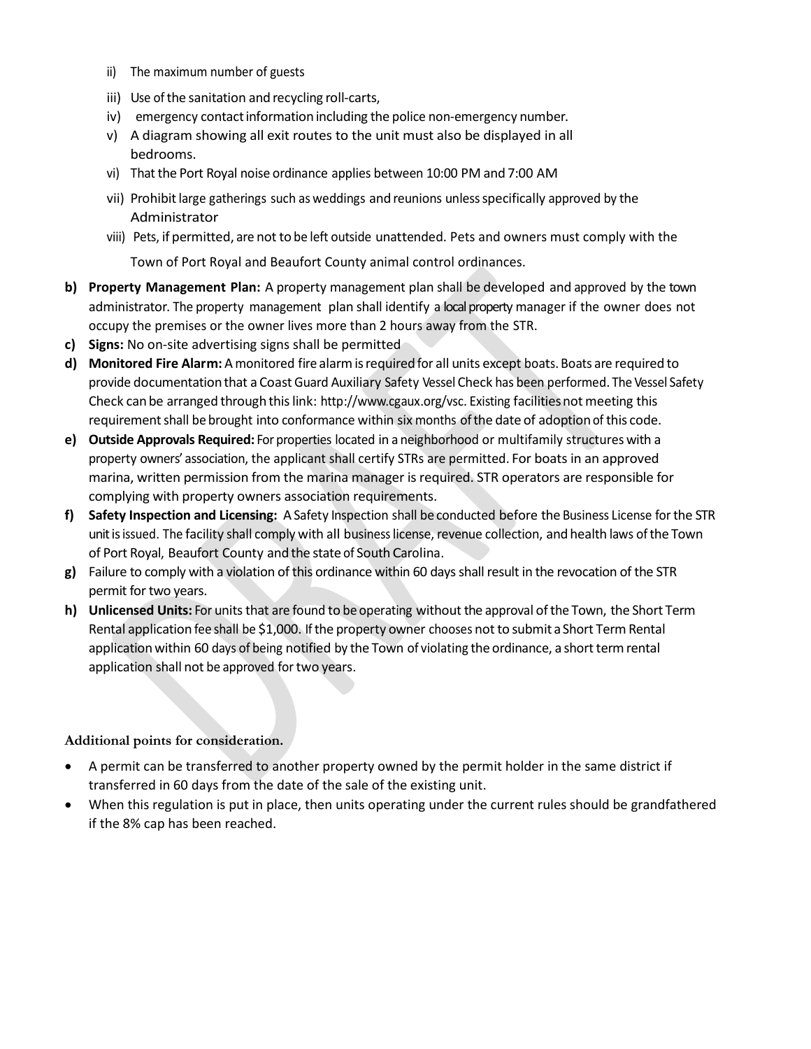ii) The maximum number of guests

iii) Use of the sanitation and recycling roll-carts,

iv) emergency contact information including the police non-emergency number.

v) A diagram showing all exit routes to the unit must also be displayed in all bedrooms.

vi) That the Port Royal noise ordinance applies between 10:00 PM and 7:00 AM

vii) Prohibit large gatherings such as weddings and reunions unless specifically approved by the Administrator

viii) Pets, if permitted, are not to be left outside unattended. Pets and owners must comply with the Town of Port Royal and Beaufort County animal control ordinances.

**b) Property Management Plan:** A property management plan shall be developed and approved by the town administrator. The property management plan shall identify a local property manager if the owner does not occupy the premises or the owner lives more than 2 hours away from the STR.

**c) Signs:** No on-site advertising signs shall be permitted

**d) Monitored Fire Alarm:** A monitored fire alarm is required for all units except boats. Boats are required to provide documentation that a Coast Guard Auxiliary Safety Vessel Check has been performed. The Vessel Safety Check can be arranged through this link: http://www.cgaux.org/vsc. Existing facilities not meeting this requirement shall be brought into conformance within six months of the date of adoption of this code.

**e) Outside Approvals Required:** For properties located in a neighborhood or multifamily structures with a property owners' association, the applicant shall certify STRs are permitted. For boats in an approved marina, written permission from the marina manager is required. STR operators are responsible for complying with property owners association requirements.

**f) Safety Inspection and Licensing:** A Safety Inspection shall be conducted before the Business License for the STR unit is issued. The facility shall comply with all business license, revenue collection, and health laws of the Town of Port Royal, Beaufort County and the state of South Carolina.

**g)** Failure to comply with a violation of this ordinance within 60 days shall result in the revocation of the STR permit for two years.

**h) Unlicensed Units:** For units that are found to be operating without the approval of the Town, the Short Term Rental application fee shall be $1,000. If the property owner chooses not to submit a Short Term Rental application within 60 days of being notified by the Town of violating the ordinance, a short term rental application shall not be approved for two years.

**Additional points for consideration.**

- A permit can be transferred to another property owned by the permit holder in the same district if transferred in 60 days from the date of the sale of the existing unit.
- When this regulation is put in place, then units operating under the current rules should be grandfathered if the 8% cap has been reached.